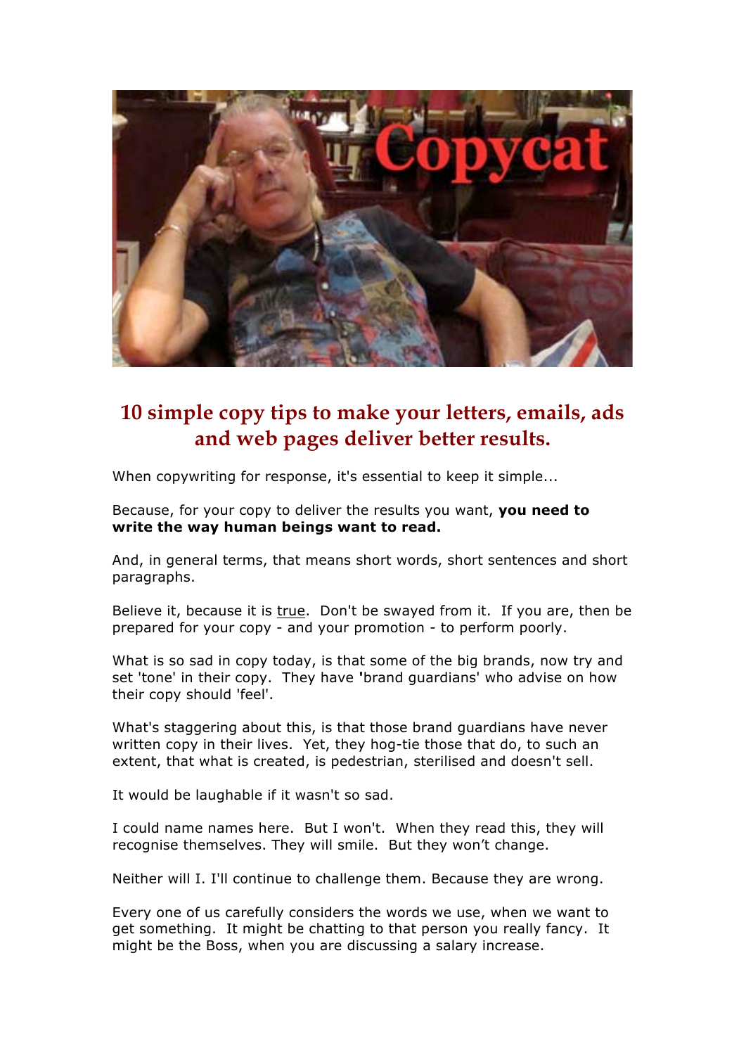# 10 simple copy tips to make your letters, emails, ads and web pages deliver better results.

When copywriting for response, it's essential to keep it simple...

Because, for your copy to deliver the results you want, **you need to write the way human beings want to read.**

And, in general terms, that means short words, short sentences and short paragraphs.

Believe it, because it is true. Don't be swayed from it. If you are, then be prepared for your copy - and your promotion - to perform poorly.

What is so sad in copy today, is that some of the big brands, now try and set 'tone' in their copy. They have **'**brand guardians' who advise on how their copy should 'feel'.

What's staggering about this, is that those brand guardians have never written copy in their lives. Yet, they hog-tie those that do, to such an extent, that what is created, is pedestrian, sterilised and doesn't sell.

It would be laughable if it wasn't so sad.

I could name names here. But I won't. When they read this, they will recognise themselves. They will smile. But they won't change.

Neither will I. I'll continue to challenge them. Because they are wrong.

Every one of us carefully considers the words we use, when we want to get something. It might be chatting to that person you really fancy. It might be the Boss, when you are discussing a salary increase.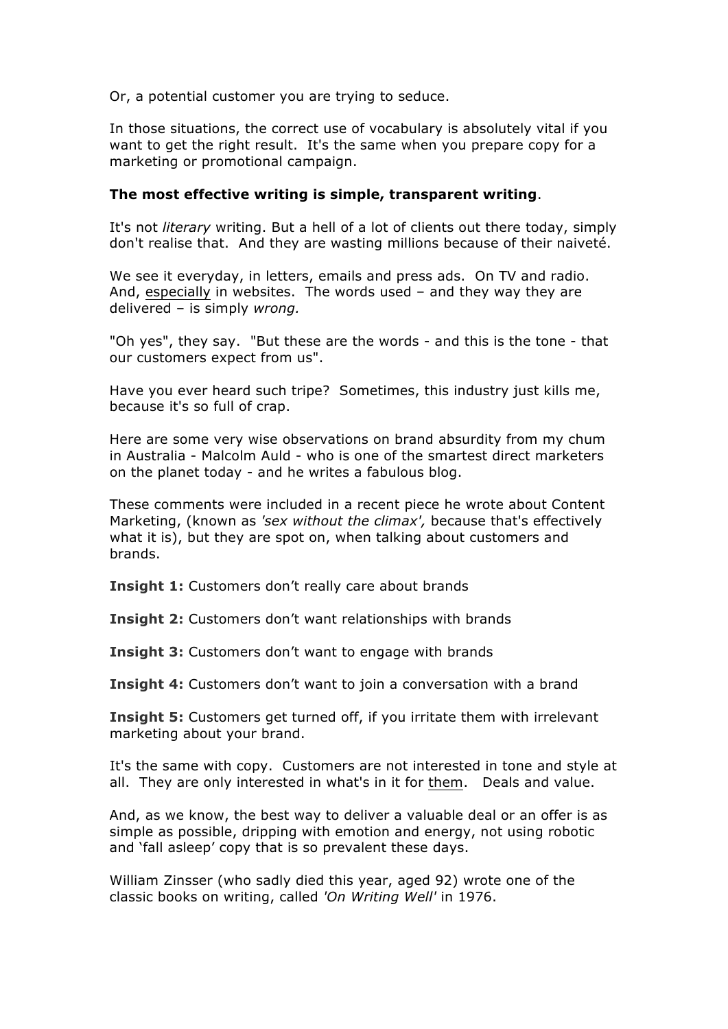Or, a potential customer you are trying to seduce.

In those situations, the correct use of vocabulary is absolutely vital if you want to get the right result. It's the same when you prepare copy for a marketing or promotional campaign.

**The most effective writing is simple, transparent writing**.

It's not *literary* writing. But a hell of a lot of clients out there today, simply don't realise that. And they are wasting millions because of their naiveté.

We see it everyday, in letters, emails and press ads. On TV and radio. And, <u>especially</u> in websites. The words used – and they way they are delivered – is simply *wrong.*

"Oh yes", they say. "But these are the words - and this is the tone - that our customers expect from us".

Have you ever heard such tripe? Sometimes, this industry just kills me, because it's so full of crap.

Here are some very wise observations on brand absurdity from my chum in Australia - Malcolm Auld - who is one of the smartest direct marketers on the planet today - and he writes a fabulous blog.

These comments were included in a recent piece he wrote about Content Marketing, (known as *'sex without the climax',* because that's effectively what it is), but they are spot on, when talking about customers and brands.

**Insight 1:** Customers don't really care about brands

**Insight 2:** Customers don't want relationships with brands

**Insight 3:** Customers don't want to engage with brands

**Insight 4:** Customers don't want to join a conversation with a brand

**Insight 5:** Customers get turned off, if you irritate them with irrelevant marketing about your brand.

It's the same with copy. Customers are not interested in tone and style at all. They are only interested in what's in it for <u>them</u>. Deals and value.

And, as we know, the best way to deliver a valuable deal or an offer is as simple as possible, dripping with emotion and energy, not using robotic and 'fall asleep' copy that is so prevalent these days.

William Zinsser (who sadly died this year, aged 92) wrote one of the classic books on writing, called *'On Writing Well'* in 1976.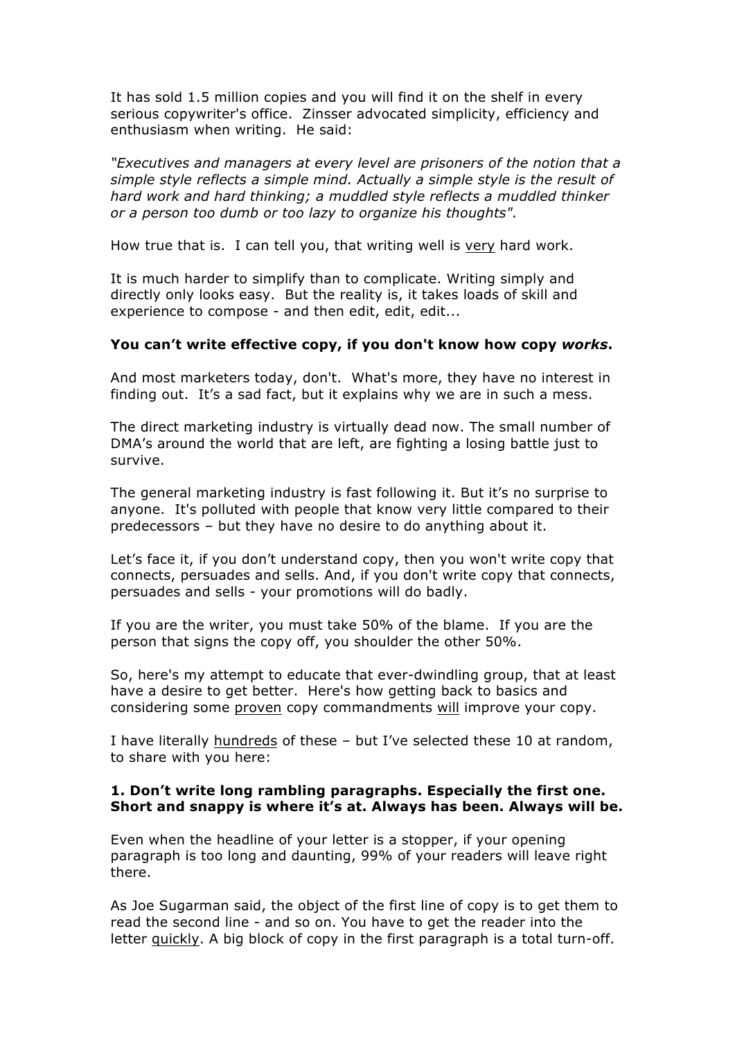It has sold 1.5 million copies and you will find it on the shelf in every serious copywriter's office. Zinsser advocated simplicity, efficiency and enthusiasm when writing. He said:

*"Executives and managers at every level are prisoners of the notion that a simple style reflects a simple mind. Actually a simple style is the result of hard work and hard thinking; a muddled style reflects a muddled thinker or a person too dumb or too lazy to organize his thoughts".*

How true that is. I can tell you, that writing well is <u>very</u> hard work.

It is much harder to simplify than to complicate. Writing simply and directly only looks easy. But the reality is, it takes loads of skill and experience to compose - and then edit, edit, edit...

**You can't write effective copy, if you don't know how copy *works*.**

And most marketers today, don't. What's more, they have no interest in finding out. It's a sad fact, but it explains why we are in such a mess.

The direct marketing industry is virtually dead now. The small number of DMA's around the world that are left, are fighting a losing battle just to survive.

The general marketing industry is fast following it. But it's no surprise to anyone. It's polluted with people that know very little compared to their predecessors – but they have no desire to do anything about it.

Let's face it, if you don't understand copy, then you won't write copy that connects, persuades and sells. And, if you don't write copy that connects, persuades and sells - your promotions will do badly.

If you are the writer, you must take 50% of the blame. If you are the person that signs the copy off, you shoulder the other 50%.

So, here's my attempt to educate that ever-dwindling group, that at least have a desire to get better. Here's how getting back to basics and considering some <u>proven</u> copy commandments <u>will</u> improve your copy.

I have literally <u>hundreds</u> of these – but I've selected these 10 at random, to share with you here:

**1. Don't write long rambling paragraphs. Especially the first one. Short and snappy is where it's at. Always has been. Always will be.**

Even when the headline of your letter is a stopper, if your opening paragraph is too long and daunting, 99% of your readers will leave right there.

As Joe Sugarman said, the object of the first line of copy is to get them to read the second line - and so on. You have to get the reader into the letter <u>quickly</u>. A big block of copy in the first paragraph is a total turn-off.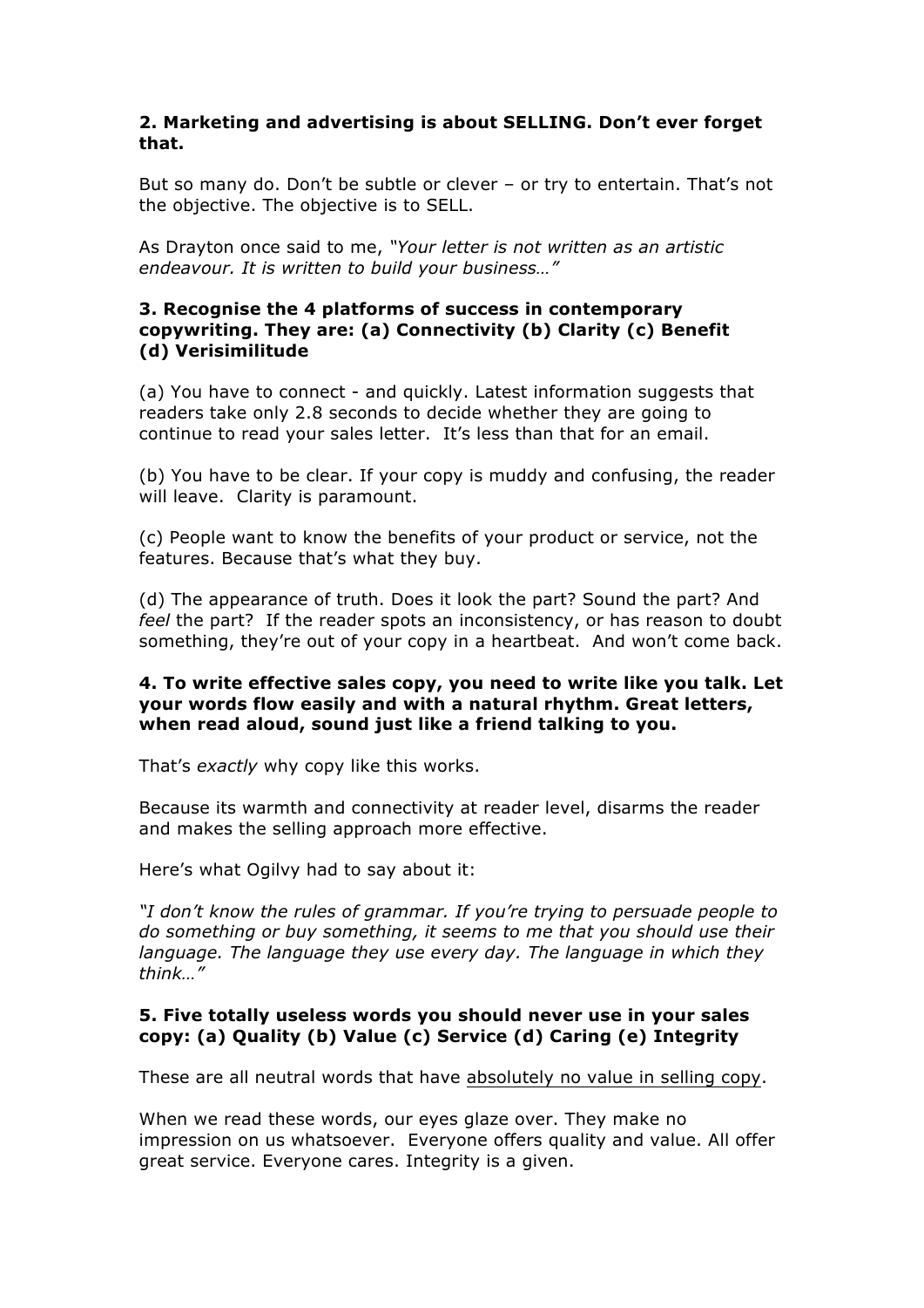**2. Marketing and advertising is about SELLING. Don't ever forget that.**

But so many do. Don't be subtle or clever – or try to entertain. That's not the objective. The objective is to SELL.

As Drayton once said to me, *"Your letter is not written as an artistic endeavour. It is written to build your business…"*

**3. Recognise the 4 platforms of success in contemporary copywriting. They are: (a) Connectivity (b) Clarity (c) Benefit (d) Verisimilitude**

(a) You have to connect - and quickly. Latest information suggests that readers take only 2.8 seconds to decide whether they are going to continue to read your sales letter. It's less than that for an email.

(b) You have to be clear. If your copy is muddy and confusing, the reader will leave. Clarity is paramount.

(c) People want to know the benefits of your product or service, not the features. Because that's what they buy.

(d) The appearance of truth. Does it look the part? Sound the part? And *feel* the part? If the reader spots an inconsistency, or has reason to doubt something, they're out of your copy in a heartbeat. And won't come back.

**4. To write effective sales copy, you need to write like you talk. Let your words flow easily and with a natural rhythm. Great letters, when read aloud, sound just like a friend talking to you.**

That's *exactly* why copy like this works.

Because its warmth and connectivity at reader level, disarms the reader and makes the selling approach more effective.

Here's what Ogilvy had to say about it:

*"I don't know the rules of grammar. If you're trying to persuade people to do something or buy something, it seems to me that you should use their language. The language they use every day. The language in which they think…"*

**5. Five totally useless words you should never use in your sales copy: (a) Quality (b) Value (c) Service (d) Caring (e) Integrity**

These are all neutral words that have absolutely no value in selling copy.

When we read these words, our eyes glaze over. They make no impression on us whatsoever. Everyone offers quality and value. All offer great service. Everyone cares. Integrity is a given.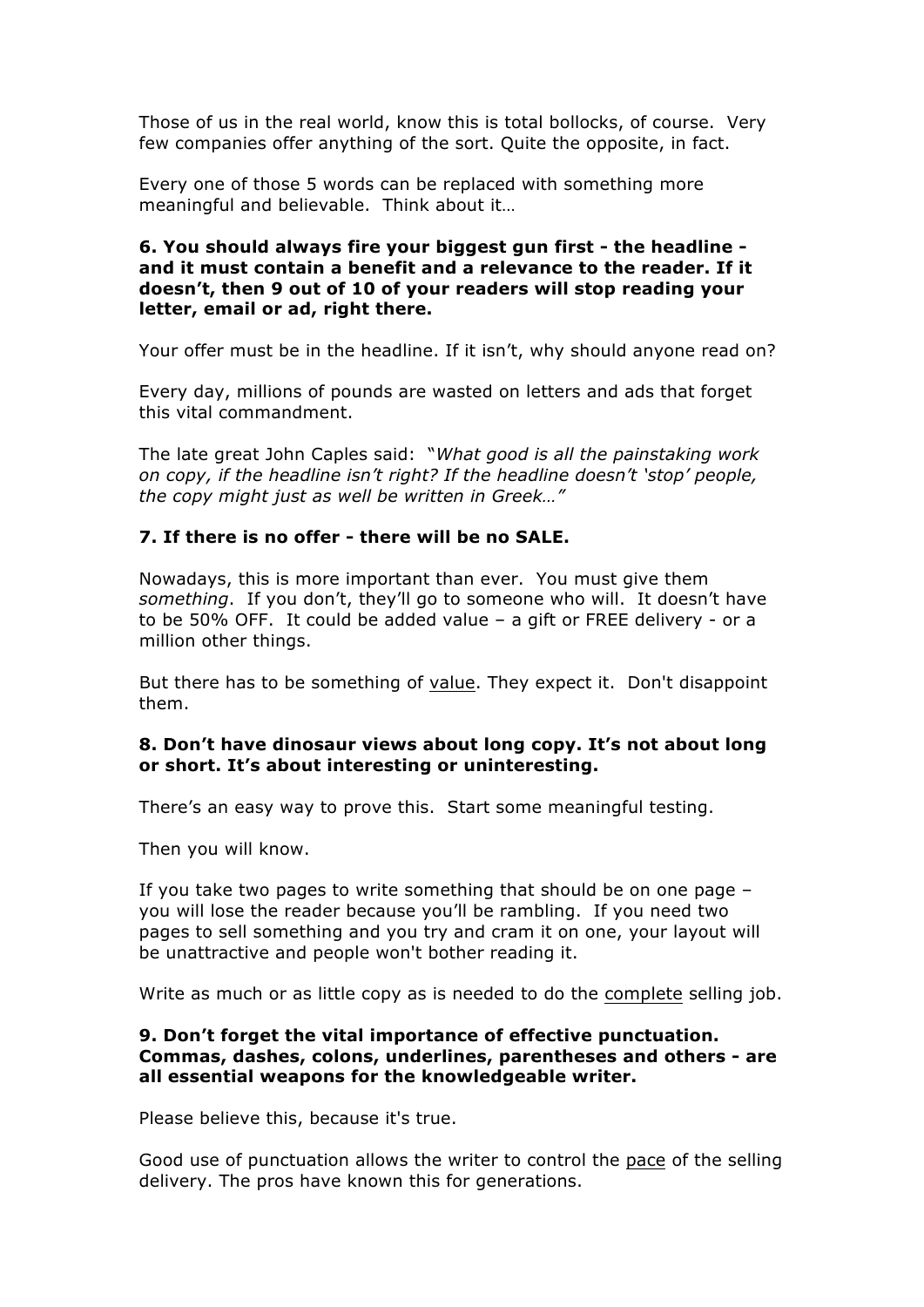Those of us in the real world, know this is total bollocks, of course. Very few companies offer anything of the sort. Quite the opposite, in fact.

Every one of those 5 words can be replaced with something more meaningful and believable. Think about it…

**6. You should always fire your biggest gun first - the headline - and it must contain a benefit and a relevance to the reader. If it doesn't, then 9 out of 10 of your readers will stop reading your letter, email or ad, right there.**

Your offer must be in the headline. If it isn't, why should anyone read on?

Every day, millions of pounds are wasted on letters and ads that forget this vital commandment.

The late great John Caples said: "*What good is all the painstaking work on copy, if the headline isn't right? If the headline doesn't 'stop' people, the copy might just as well be written in Greek…"*

**7. If there is no offer - there will be no SALE.**

Nowadays, this is more important than ever. You must give them *something*. If you don't, they'll go to someone who will. It doesn't have to be 50% OFF. It could be added value – a gift or FREE delivery - or a million other things.

But there has to be something of <u>value</u>. They expect it. Don't disappoint them.

**8. Don't have dinosaur views about long copy. It's not about long or short. It's about interesting or uninteresting.**

There's an easy way to prove this. Start some meaningful testing.

Then you will know.

If you take two pages to write something that should be on one page – you will lose the reader because you'll be rambling. If you need two pages to sell something and you try and cram it on one, your layout will be unattractive and people won't bother reading it.

Write as much or as little copy as is needed to do the <u>complete</u> selling job.

**9. Don't forget the vital importance of effective punctuation. Commas, dashes, colons, underlines, parentheses and others - are all essential weapons for the knowledgeable writer.**

Please believe this, because it's true.

Good use of punctuation allows the writer to control the <u>pace</u> of the selling delivery. The pros have known this for generations.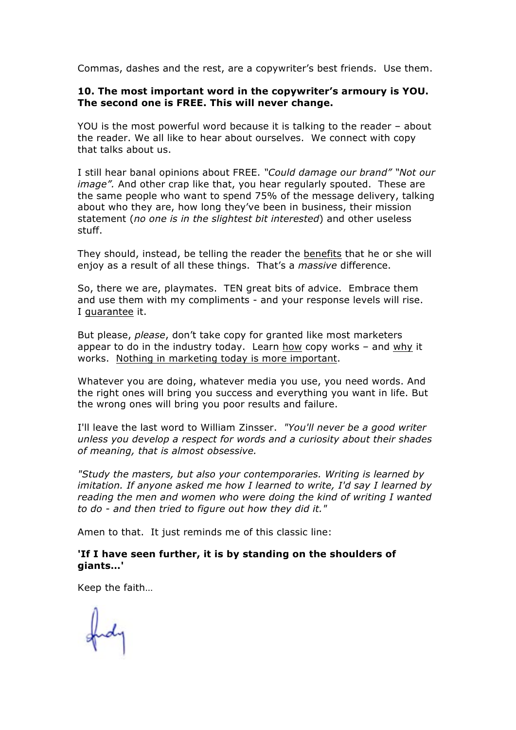Commas, dashes and the rest, are a copywriter's best friends. Use them.

**10. The most important word in the copywriter's armoury is YOU. The second one is FREE. This will never change.**

YOU is the most powerful word because it is talking to the reader – about the reader. We all like to hear about ourselves. We connect with copy that talks about us.

I still hear banal opinions about FREE. *"Could damage our brand" "Not our image".* And other crap like that, you hear regularly spouted. These are the same people who want to spend 75% of the message delivery, talking about who they are, how long they've been in business, their mission statement (*no one is in the slightest bit interested*) and other useless stuff.

They should, instead, be telling the reader the <u>benefits</u> that he or she will enjoy as a result of all these things. That's a *massive* difference.

So, there we are, playmates. TEN great bits of advice. Embrace them and use them with my compliments - and your response levels will rise. I <u>guarantee</u> it.

But please, *please*, don't take copy for granted like most marketers appear to do in the industry today. Learn <u>how</u> copy works – and <u>why</u> it works. <u>Nothing in marketing today is more important</u>.

Whatever you are doing, whatever media you use, you need words. And the right ones will bring you success and everything you want in life. But the wrong ones will bring you poor results and failure.

I'll leave the last word to William Zinsser. *"You'll never be a good writer unless you develop a respect for words and a curiosity about their shades of meaning, that is almost obsessive.*

*"Study the masters, but also your contemporaries. Writing is learned by imitation. If anyone asked me how I learned to write, I'd say I learned by reading the men and women who were doing the kind of writing I wanted to do - and then tried to figure out how they did it."*

Amen to that. It just reminds me of this classic line:

**'If I have seen further, it is by standing on the shoulders of giants…'**

Keep the faith…

Andy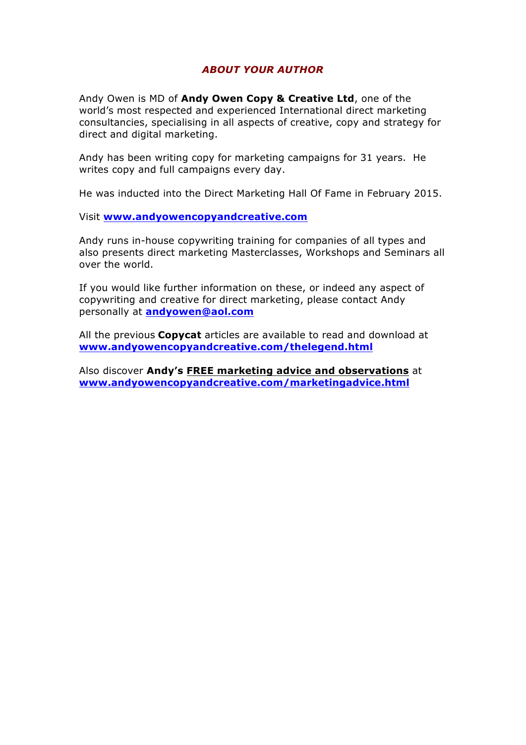## *ABOUT YOUR AUTHOR*

Andy Owen is MD of **Andy Owen Copy & Creative Ltd**, one of the world's most respected and experienced International direct marketing consultancies, specialising in all aspects of creative, copy and strategy for direct and digital marketing.

Andy has been writing copy for marketing campaigns for 31 years. He writes copy and full campaigns every day.

He was inducted into the Direct Marketing Hall Of Fame in February 2015.

Visit **www.andyowencopyandcreative.com**

Andy runs in-house copywriting training for companies of all types and also presents direct marketing Masterclasses, Workshops and Seminars all over the world.

If you would like further information on these, or indeed any aspect of copywriting and creative for direct marketing, please contact Andy personally at **andyowen@aol.com**

All the previous **Copycat** articles are available to read and download at **www.andyowencopyandcreative.com/thelegend.html**

Also discover **Andy's FREE marketing advice and observations** at **www.andyowencopyandcreative.com/marketingadvice.html**